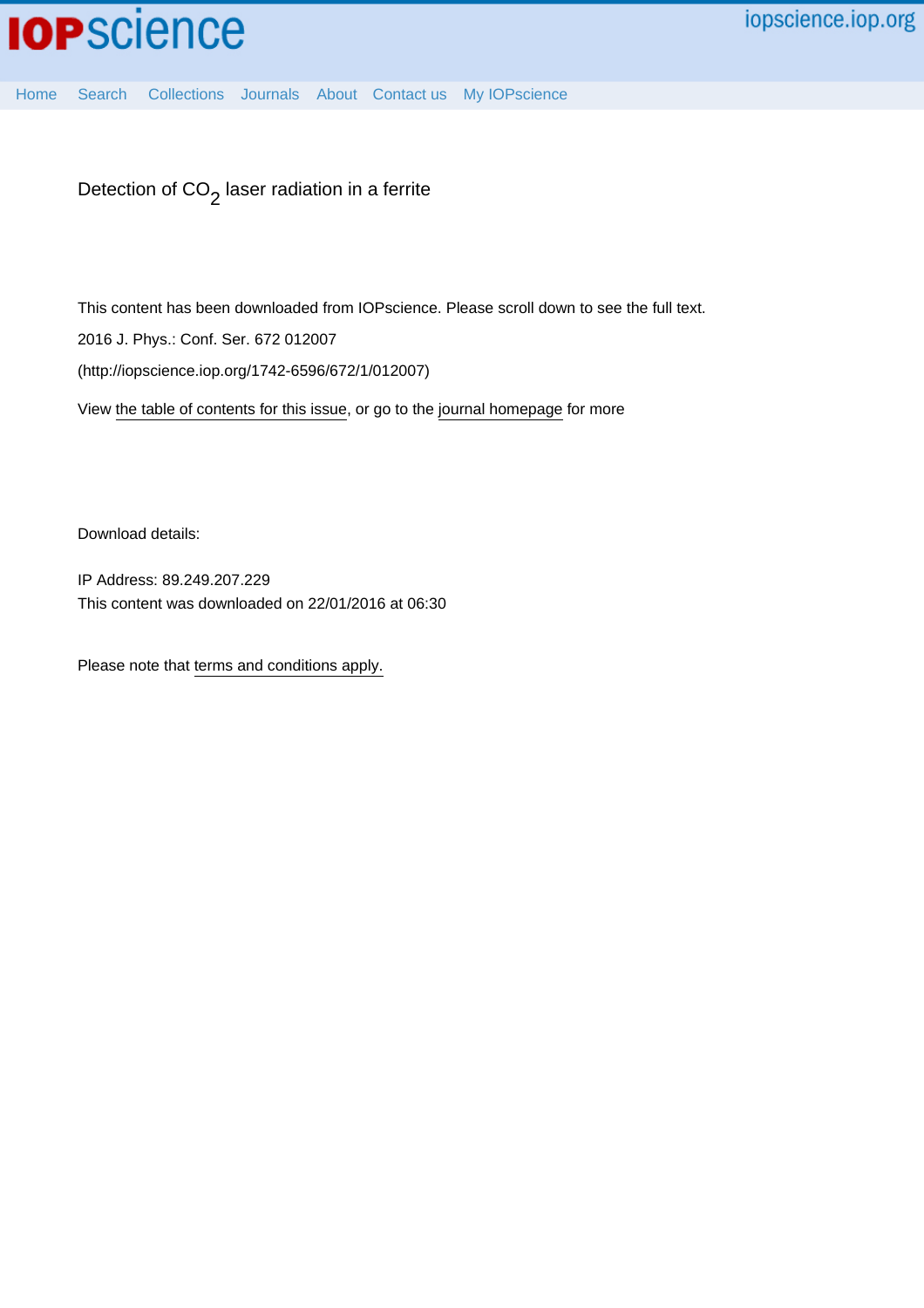Detection of $CO_2$ laser radiation in a ferrite

This content has been downloaded from IOPscience. Please scroll down to see the full text.

2016 J. Phys.: Conf. Ser. 672 012007

(http://iopscience.iop.org/1742-6596/672/1/012007)

View the table of contents for this issue, or go to the journal homepage for more

Download details:

IP Address: 89.249.207.229

This content was downloaded on 22/01/2016 at 06:30

Please note that terms and conditions apply.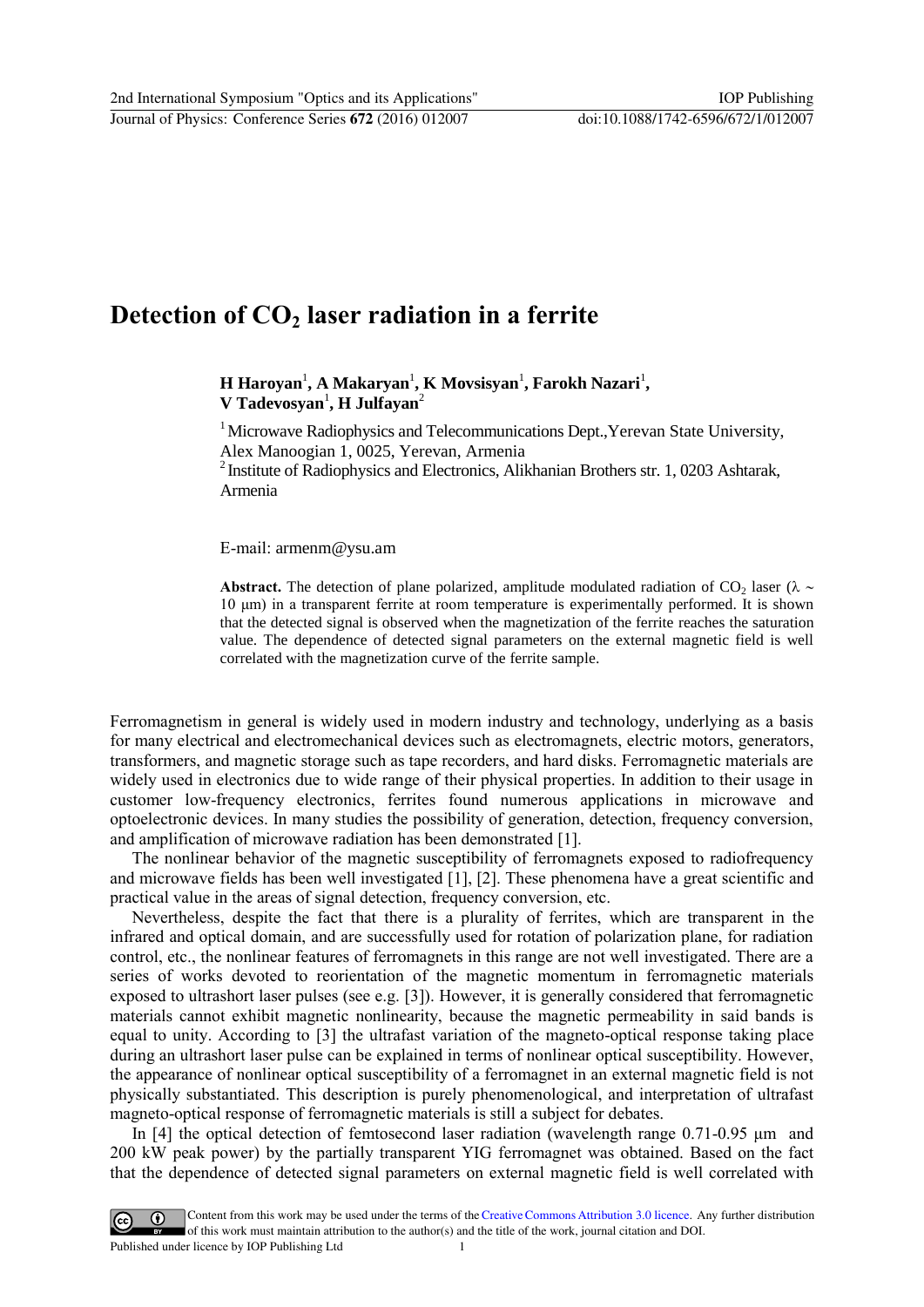# Detection of $CO_2$ laser radiation in a ferrite

**H Haroyan**[1], **A Makaryan**[1], **K Movsisyan**[1], **Farokh Nazari**[1], **V Tadevosyan**[1], **H Julfayan**[2]

[1] Microwave Radiophysics and Telecommunications Dept.,Yerevan State University, Alex Manoogian 1, 0025, Yerevan, Armenia

[2] Institute of Radiophysics and Electronics, Alikhanian Brothers str. 1, 0203 Ashtarak, Armenia

E-mail: armenm@ysu.am

**Abstract.** The detection of plane polarized, amplitude modulated radiation of $CO_2$ laser ($\lambda \sim$ 10 μm) in a transparent ferrite at room temperature is experimentally performed. It is shown that the detected signal is observed when the magnetization of the ferrite reaches the saturation value. The dependence of detected signal parameters on the external magnetic field is well correlated with the magnetization curve of the ferrite sample.

Ferromagnetism in general is widely used in modern industry and technology, underlying as a basis for many electrical and electromechanical devices such as electromagnets, electric motors, generators, transformers, and magnetic storage such as tape recorders, and hard disks. Ferromagnetic materials are widely used in electronics due to wide range of their physical properties. In addition to their usage in customer low-frequency electronics, ferrites found numerous applications in microwave and optoelectronic devices. In many studies the possibility of generation, detection, frequency conversion, and amplification of microwave radiation has been demonstrated [1].

The nonlinear behavior of the magnetic susceptibility of ferromagnets exposed to radiofrequency and microwave fields has been well investigated [1], [2]. These phenomena have a great scientific and practical value in the areas of signal detection, frequency conversion, etc.

Nevertheless, despite the fact that there is a plurality of ferrites, which are transparent in the infrared and optical domain, and are successfully used for rotation of polarization plane, for radiation control, etc., the nonlinear features of ferromagnets in this range are not well investigated. There are a series of works devoted to reorientation of the magnetic momentum in ferromagnetic materials exposed to ultrashort laser pulses (see e.g. [3]). However, it is generally considered that ferromagnetic materials cannot exhibit magnetic nonlinearity, because the magnetic permeability in said bands is equal to unity. According to [3] the ultrafast variation of the magneto-optical response taking place during an ultrashort laser pulse can be explained in terms of nonlinear optical susceptibility. However, the appearance of nonlinear optical susceptibility of a ferromagnet in an external magnetic field is not physically substantiated. This description is purely phenomenological, and interpretation of ultrafast magneto-optical response of ferromagnetic materials is still a subject for debates.

In [4] the optical detection of femtosecond laser radiation (wavelength range 0.71-0.95 μm and 200 kW peak power) by the partially transparent YIG ferromagnet was obtained. Based on the fact that the dependence of detected signal parameters on external magnetic field is well correlated with

Content from this work may be used under the terms of the Creative Commons Attribution 3.0 licence. Any further distribution of this work must maintain attribution to the author(s) and the title of the work, journal citation and DOI.

Published under licence by IOP Publishing Ltd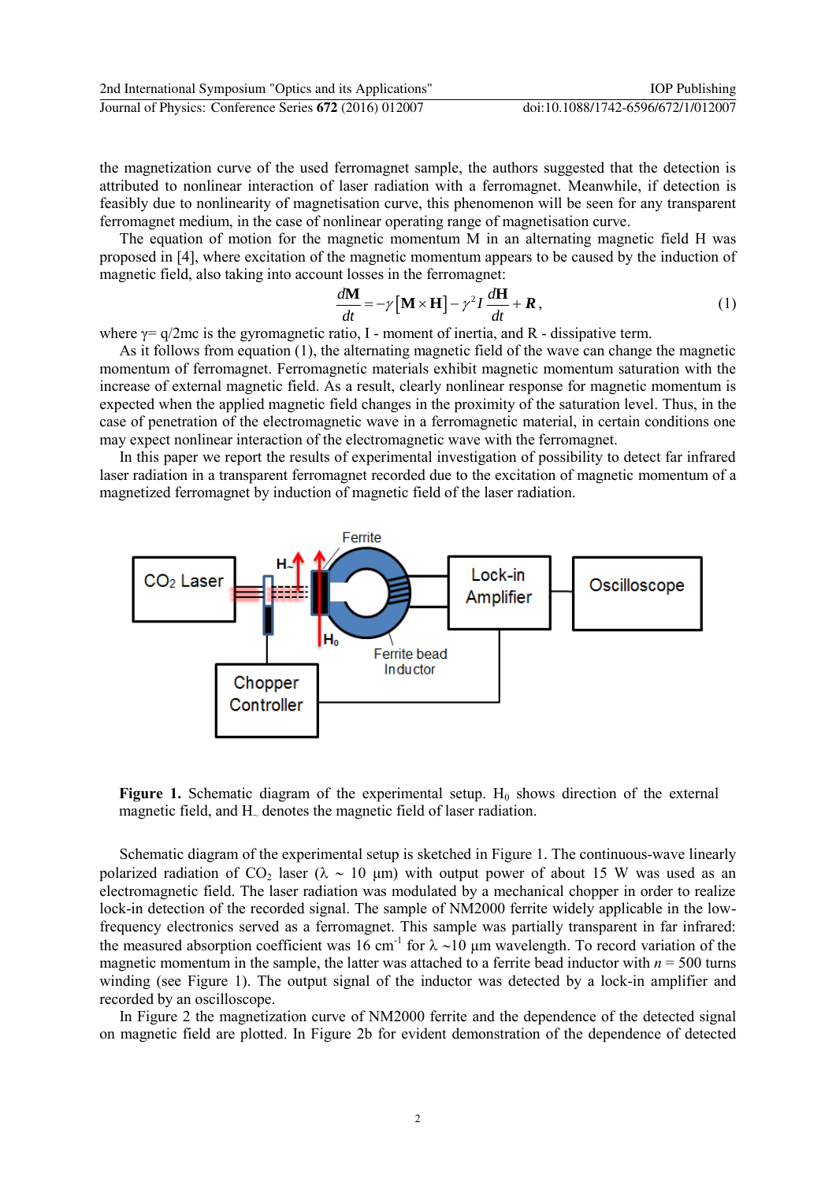the magnetization curve of the used ferromagnet sample, the authors suggested that the detection is attributed to nonlinear interaction of laser radiation with a ferromagnet. Meanwhile, if detection is feasibly due to nonlinearity of magnetisation curve, this phenomenon will be seen for any transparent ferromagnet medium, in the case of nonlinear operating range of magnetisation curve.

The equation of motion for the magnetic momentum M in an alternating magnetic field H was proposed in [4], where excitation of the magnetic momentum appears to be caused by the induction of magnetic field, also taking into account losses in the ferromagnet:

$$\frac{d\mathbf{M}}{dt} = -\gamma\left[\mathbf{M}\times\mathbf{H}\right] - \gamma^2 I\frac{d\mathbf{H}}{dt} + \boldsymbol{R}, \tag{1}$$

where $\gamma = q/2mc$ is the gyromagnetic ratio, I - moment of inertia, and R - dissipative term.

As it follows from equation (1), the alternating magnetic field of the wave can change the magnetic momentum of ferromagnet. Ferromagnetic materials exhibit magnetic momentum saturation with the increase of external magnetic field. As a result, clearly nonlinear response for magnetic momentum is expected when the applied magnetic field changes in the proximity of the saturation level. Thus, in the case of penetration of the electromagnetic wave in a ferromagnetic material, in certain conditions one may expect nonlinear interaction of the electromagnetic wave with the ferromagnet.

In this paper we report the results of experimental investigation of possibility to detect far infrared laser radiation in a transparent ferromagnet recorded due to the excitation of magnetic momentum of a magnetized ferromagnet by induction of magnetic field of the laser radiation.

**Figure 1.** Schematic diagram of the experimental setup. $H_0$ shows direction of the external magnetic field, and $H_{\sim}$ denotes the magnetic field of laser radiation.

Schematic diagram of the experimental setup is sketched in Figure 1. The continuous-wave linearly polarized radiation of $CO_2$ laser ($\lambda \sim 10$ µm) with output power of about 15 W was used as an electromagnetic field. The laser radiation was modulated by a mechanical chopper in order to realize lock-in detection of the recorded signal. The sample of NM2000 ferrite widely applicable in the low-frequency electronics served as a ferromagnet. This sample was partially transparent in far infrared: the measured absorption coefficient was 16 cm$^{-1}$ for $\lambda \sim 10$ µm wavelength. To record variation of the magnetic momentum in the sample, the latter was attached to a ferrite bead inductor with $n$ = 500 turns winding (see Figure 1). The output signal of the inductor was detected by a lock-in amplifier and recorded by an oscilloscope.

In Figure 2 the magnetization curve of NM2000 ferrite and the dependence of the detected signal on magnetic field are plotted. In Figure 2b for evident demonstration of the dependence of detected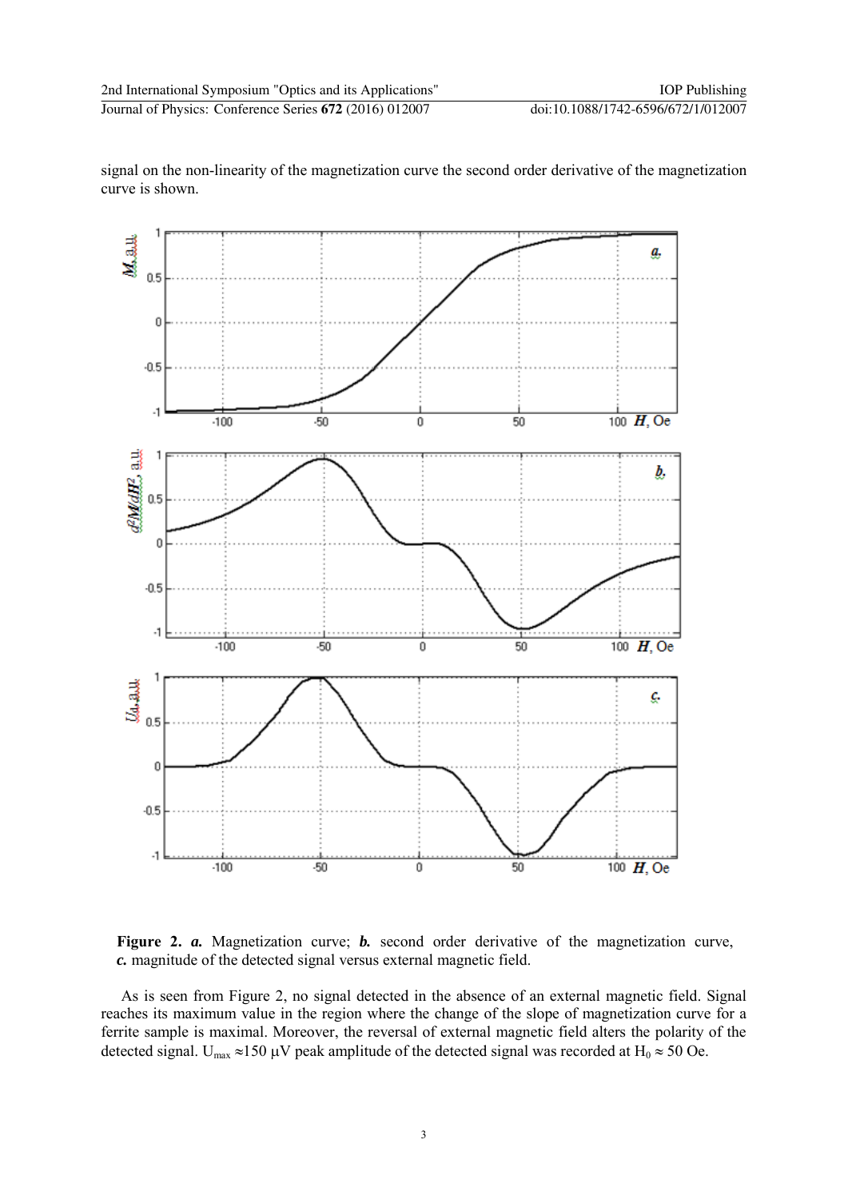signal on the non-linearity of the magnetization curve the second order derivative of the magnetization curve is shown.

**Figure 2.** ***a.*** Magnetization curve; ***b.*** second order derivative of the magnetization curve, ***c.*** magnitude of the detected signal versus external magnetic field.

As is seen from Figure 2, no signal detected in the absence of an external magnetic field. Signal reaches its maximum value in the region where the change of the slope of magnetization curve for a ferrite sample is maximal. Moreover, the reversal of external magnetic field alters the polarity of the detected signal. $U_{max} \approx 150$ μV peak amplitude of the detected signal was recorded at $H_0 \approx 50$ Oe.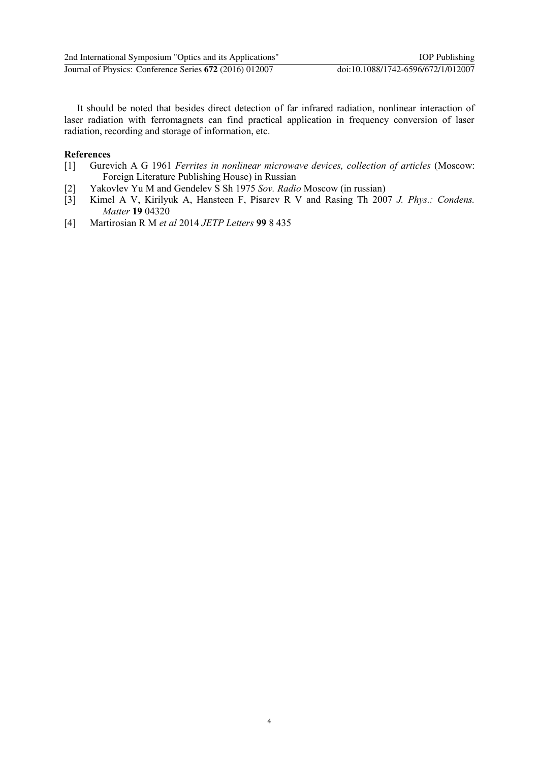It should be noted that besides direct detection of far infrared radiation, nonlinear interaction of laser radiation with ferromagnets can find practical application in frequency conversion of laser radiation, recording and storage of information, etc.

## References

[1] Gurevich A G 1961 *Ferrites in nonlinear microwave devices, collection of articles* (Moscow: Foreign Literature Publishing House) in Russian

[2] Yakovlev Yu M and Gendelev S Sh 1975 *Sov. Radio* Moscow (in russian)

[3] Kimel A V, Kirilyuk A, Hansteen F, Pisarev R V and Rasing Th 2007 *J. Phys.: Condens. Matter* **19** 04320

[4] Martirosian R M *et al* 2014 *JETP Letters* **99** 8 435